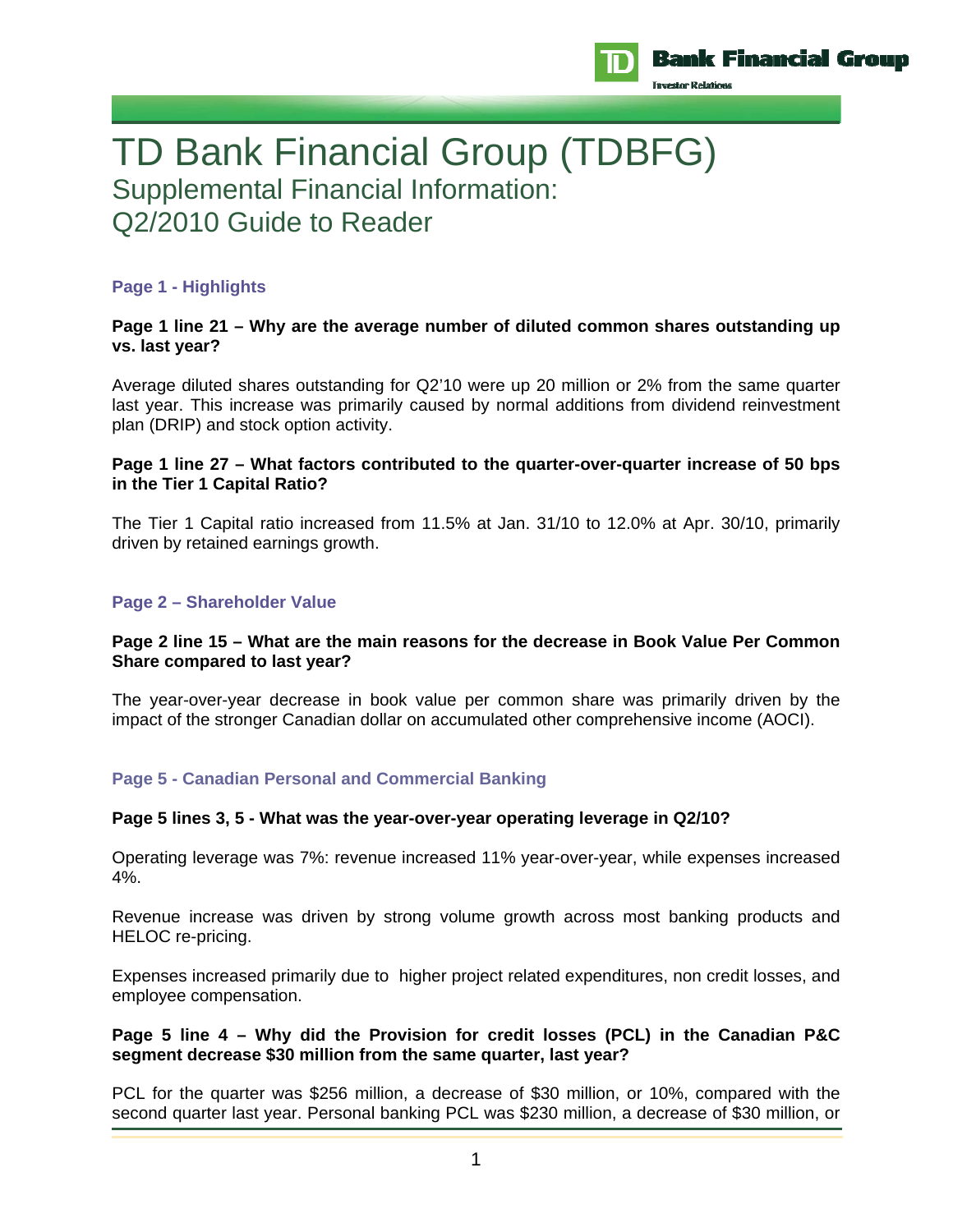# TD Bank Financial Group (TDBFG)

## Supplemental Financial Information: Q2/2010 Guide to Reader

### Page 1 - Highlights

**Page 1 line 21 – Why are the average number of diluted common shares outstanding up vs. last year?**

Average diluted shares outstanding for Q2'10 were up 20 million or 2% from the same quarter last year. This increase was primarily caused by normal additions from dividend reinvestment plan (DRIP) and stock option activity.

**Page 1 line 27 – What factors contributed to the quarter-over-quarter increase of 50 bps in the Tier 1 Capital Ratio?**

The Tier 1 Capital ratio increased from 11.5% at Jan. 31/10 to 12.0% at Apr. 30/10, primarily driven by retained earnings growth.

### Page 2 – Shareholder Value

**Page 2 line 15 – What are the main reasons for the decrease in Book Value Per Common Share compared to last year?**

The year-over-year decrease in book value per common share was primarily driven by the impact of the stronger Canadian dollar on accumulated other comprehensive income (AOCI).

### Page 5 - Canadian Personal and Commercial Banking

**Page 5 lines 3, 5 - What was the year-over-year operating leverage in Q2/10?**

Operating leverage was 7%: revenue increased 11% year-over-year, while expenses increased 4%.

Revenue increase was driven by strong volume growth across most banking products and HELOC re-pricing.

Expenses increased primarily due to higher project related expenditures, non credit losses, and employee compensation.

**Page 5 line 4 – Why did the Provision for credit losses (PCL) in the Canadian P&C segment decrease $30 million from the same quarter, last year?**

PCL for the quarter was $256 million, a decrease of $30 million, or 10%, compared with the second quarter last year. Personal banking PCL was $230 million, a decrease of $30 million, or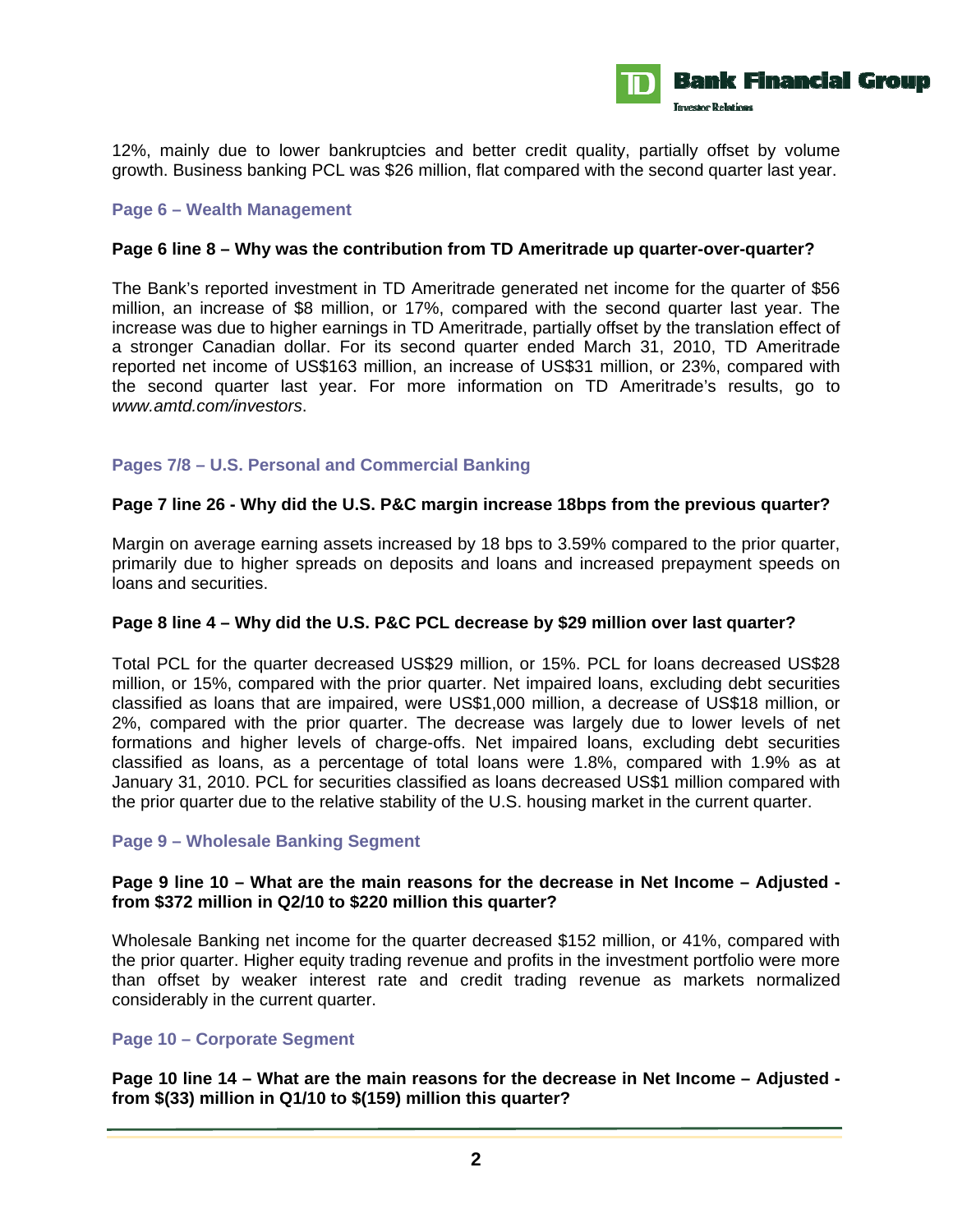12%, mainly due to lower bankruptcies and better credit quality, partially offset by volume growth. Business banking PCL was $26 million, flat compared with the second quarter last year.

## Page 6 – Wealth Management

**Page 6 line 8 – Why was the contribution from TD Ameritrade up quarter-over-quarter?**

The Bank's reported investment in TD Ameritrade generated net income for the quarter of $56 million, an increase of $8 million, or 17%, compared with the second quarter last year. The increase was due to higher earnings in TD Ameritrade, partially offset by the translation effect of a stronger Canadian dollar. For its second quarter ended March 31, 2010, TD Ameritrade reported net income of US$163 million, an increase of US$31 million, or 23%, compared with the second quarter last year. For more information on TD Ameritrade's results, go to *www.amtd.com/investors*.

## Pages 7/8 – U.S. Personal and Commercial Banking

**Page 7 line 26 - Why did the U.S. P&C margin increase 18bps from the previous quarter?**

Margin on average earning assets increased by 18 bps to 3.59% compared to the prior quarter, primarily due to higher spreads on deposits and loans and increased prepayment speeds on loans and securities.

**Page 8 line 4 – Why did the U.S. P&C PCL decrease by $29 million over last quarter?**

Total PCL for the quarter decreased US$29 million, or 15%. PCL for loans decreased US$28 million, or 15%, compared with the prior quarter. Net impaired loans, excluding debt securities classified as loans that are impaired, were US$1,000 million, a decrease of US$18 million, or 2%, compared with the prior quarter. The decrease was largely due to lower levels of net formations and higher levels of charge-offs. Net impaired loans, excluding debt securities classified as loans, as a percentage of total loans were 1.8%, compared with 1.9% as at January 31, 2010. PCL for securities classified as loans decreased US$1 million compared with the prior quarter due to the relative stability of the U.S. housing market in the current quarter.

## Page 9 – Wholesale Banking Segment

**Page 9 line 10 – What are the main reasons for the decrease in Net Income – Adjusted - from $372 million in Q2/10 to $220 million this quarter?**

Wholesale Banking net income for the quarter decreased $152 million, or 41%, compared with the prior quarter. Higher equity trading revenue and profits in the investment portfolio were more than offset by weaker interest rate and credit trading revenue as markets normalized considerably in the current quarter.

## Page 10 – Corporate Segment

**Page 10 line 14 – What are the main reasons for the decrease in Net Income – Adjusted - from $(33) million in Q1/10 to $(159) million this quarter?**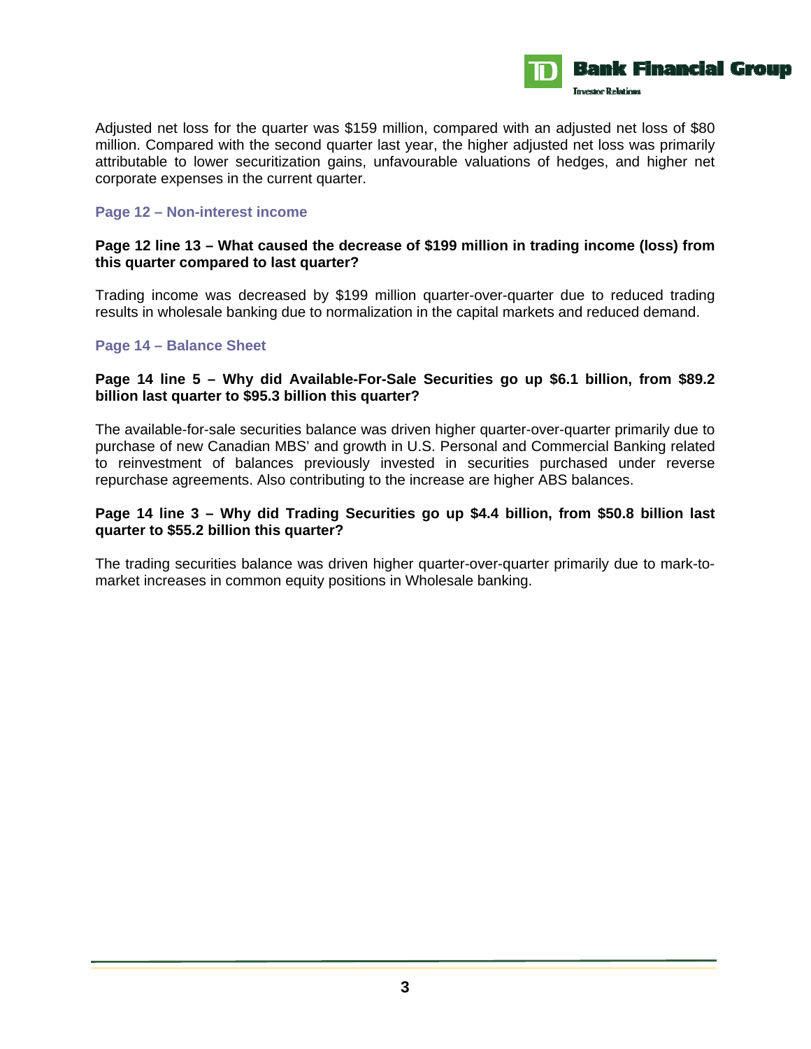Adjusted net loss for the quarter was $159 million, compared with an adjusted net loss of $80 million. Compared with the second quarter last year, the higher adjusted net loss was primarily attributable to lower securitization gains, unfavourable valuations of hedges, and higher net corporate expenses in the current quarter.

## Page 12 – Non-interest income

### Page 12 line 13 – What caused the decrease of $199 million in trading income (loss) from this quarter compared to last quarter?

Trading income was decreased by $199 million quarter-over-quarter due to reduced trading results in wholesale banking due to normalization in the capital markets and reduced demand.

## Page 14 – Balance Sheet

### Page 14 line 5 – Why did Available-For-Sale Securities go up $6.1 billion, from $89.2 billion last quarter to $95.3 billion this quarter?

The available-for-sale securities balance was driven higher quarter-over-quarter primarily due to purchase of new Canadian MBS' and growth in U.S. Personal and Commercial Banking related to reinvestment of balances previously invested in securities purchased under reverse repurchase agreements. Also contributing to the increase are higher ABS balances.

### Page 14 line 3 – Why did Trading Securities go up $4.4 billion, from $50.8 billion last quarter to $55.2 billion this quarter?

The trading securities balance was driven higher quarter-over-quarter primarily due to mark-to-market increases in common equity positions in Wholesale banking.